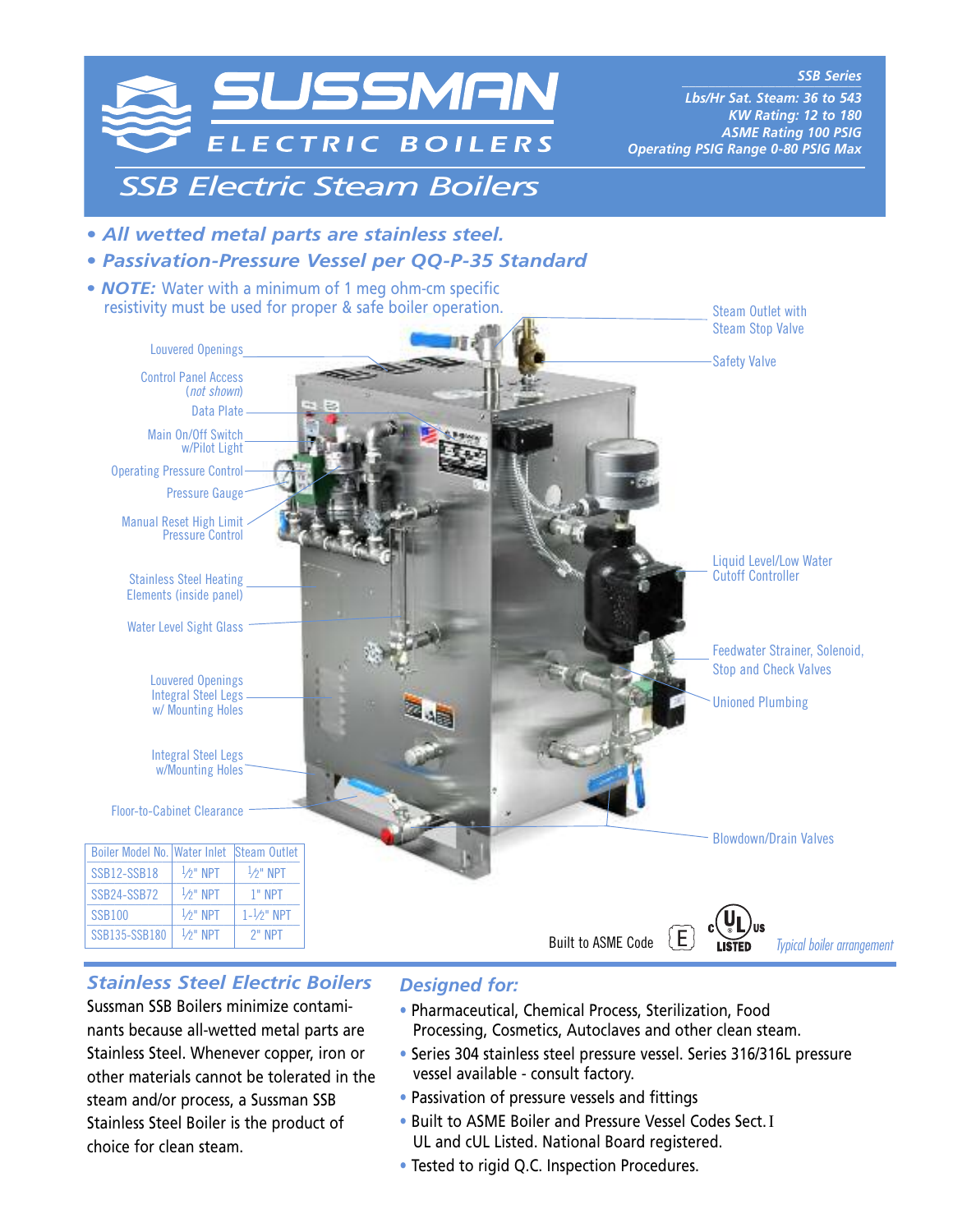# SUSSMAN ELECTRIC BOILERS

**SSB Series**
**Lbs/Hr Sat. Steam: 36 to 543**
**KW Rating: 12 to 180**
**ASME Rating 100 PSIG**
**Operating PSIG Range 0-80 PSIG Max**

## SSB Electric Steam Boilers

- ***All wetted metal parts are stainless steel.***
- ***Passivation-Pressure Vessel per QQ-P-35 Standard***
- ***NOTE:*** Water with a minimum of 1 meg ohm-cm specific resistivity must be used for proper & safe boiler operation.

Louvered Openings
Control Panel Access (*not shown*)
Data Plate
Main On/Off Switch w/Pilot Light
Operating Pressure Control
Pressure Gauge
Manual Reset High Limit Pressure Control
Stainless Steel Heating Elements (inside panel)
Water Level Sight Glass
Louvered Openings Integral Steel Legs w/ Mounting Holes
Integral Steel Legs w/Mounting Holes
Floor-to-Cabinet Clearance
Steam Outlet with Steam Stop Valve
Safety Valve
Liquid Level/Low Water Cutoff Controller
Feedwater Strainer, Solenoid, Stop and Check Valves
Unioned Plumbing
Blowdown/Drain Valves

| Boiler Model No. | Water Inlet | Steam Outlet |
|---|---|---|
| SSB12-SSB18 | ½" NPT | ½" NPT |
| SSB24-SSB72 | ½" NPT | 1" NPT |
| SSB100 | ½" NPT | 1-½" NPT |
| SSB135-SSB180 | ½" NPT | 2" NPT |

Built to ASME Code

*Typical boiler arrangement*

### Stainless Steel Electric Boilers

Sussman SSB Boilers minimize contaminants because all-wetted metal parts are Stainless Steel. Whenever copper, iron or other materials cannot be tolerated in the steam and/or process, a Sussman SSB Stainless Steel Boiler is the product of choice for clean steam.

### Designed for:

- Pharmaceutical, Chemical Process, Sterilization, Food Processing, Cosmetics, Autoclaves and other clean steam.
- Series 304 stainless steel pressure vessel. Series 316/316L pressure vessel available - consult factory.
- Passivation of pressure vessels and fittings
- Built to ASME Boiler and Pressure Vessel Codes Sect. I UL and cUL Listed. National Board registered.
- Tested to rigid Q.C. Inspection Procedures.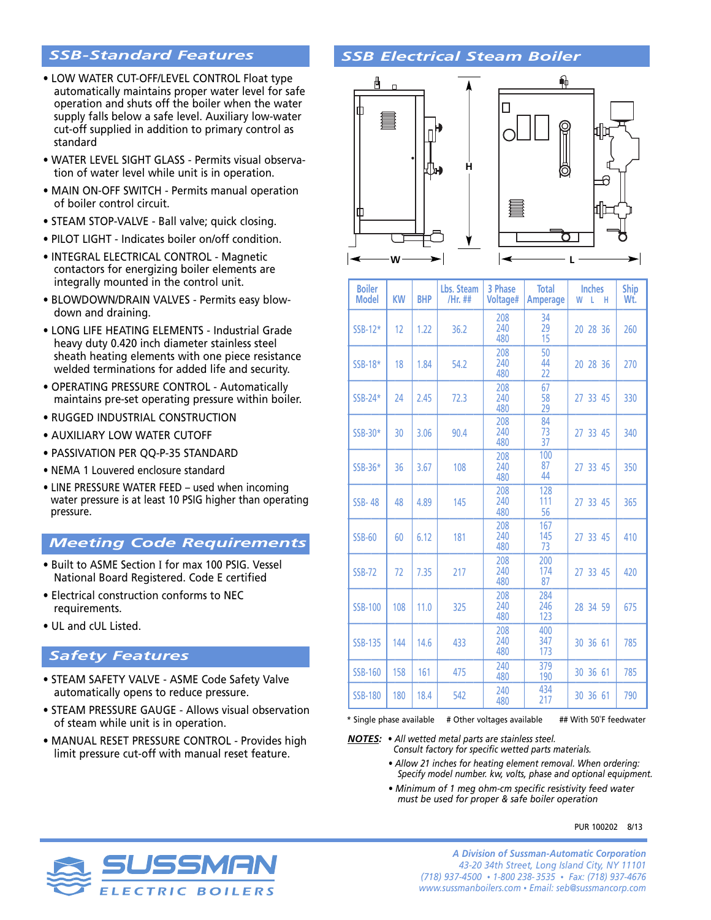## SSB-Standard Features

- LOW WATER CUT-OFF/LEVEL CONTROL Float type automatically maintains proper water level for safe operation and shuts off the boiler when the water supply falls below a safe level. Auxiliary low-water cut-off supplied in addition to primary control as standard
- WATER LEVEL SIGHT GLASS - Permits visual observation of water level while unit is in operation.
- MAIN ON-OFF SWITCH - Permits manual operation of boiler control circuit.
- STEAM STOP-VALVE - Ball valve; quick closing.
- PILOT LIGHT - Indicates boiler on/off condition.
- INTEGRAL ELECTRICAL CONTROL - Magnetic contactors for energizing boiler elements are integrally mounted in the control unit.
- BLOWDOWN/DRAIN VALVES - Permits easy blow-down and draining.
- LONG LIFE HEATING ELEMENTS - Industrial Grade heavy duty 0.420 inch diameter stainless steel sheath heating elements with one piece resistance welded terminations for added life and security.
- OPERATING PRESSURE CONTROL - Automatically maintains pre-set operating pressure within boiler.
- RUGGED INDUSTRIAL CONSTRUCTION
- AUXILIARY LOW WATER CUTOFF
- PASSIVATION PER QQ-P-35 STANDARD
- NEMA 1 Louvered enclosure standard
- LINE PRESSURE WATER FEED – used when incoming water pressure is at least 10 PSIG higher than operating pressure.

## Meeting Code Requirements

- Built to ASME Section I for max 100 PSIG. Vessel National Board Registered. Code E certified
- Electrical construction conforms to NEC requirements.
- UL and cUL Listed.

## Safety Features

- STEAM SAFETY VALVE - ASME Code Safety Valve automatically opens to reduce pressure.
- STEAM PRESSURE GAUGE - Allows visual observation of steam while unit is in operation.
- MANUAL RESET PRESSURE CONTROL - Provides high limit pressure cut-off with manual reset feature.

## SSB Electrical Steam Boiler

W H L

| Boiler Model | KW | BHP | Lbs. Steam /Hr. ## | 3 Phase Voltage# | Total Amperage | Inches W L H | Ship Wt. |
|---|---|---|---|---|---|---|---|
| SSB-12* | 12 | 1.22 | 36.2 | 208 240 480 | 34 29 15 | 20 28 36 | 260 |
| SSB-18* | 18 | 1.84 | 54.2 | 208 240 480 | 50 44 22 | 20 28 36 | 270 |
| SSB-24* | 24 | 2.45 | 72.3 | 208 240 480 | 67 58 29 | 27 33 45 | 330 |
| SSB-30* | 30 | 3.06 | 90.4 | 208 240 480 | 84 73 37 | 27 33 45 | 340 |
| SSB-36* | 36 | 3.67 | 108 | 208 240 480 | 100 87 44 | 27 33 45 | 350 |
| SSB- 48 | 48 | 4.89 | 145 | 208 240 480 | 128 111 56 | 27 33 45 | 365 |
| SSB-60 | 60 | 6.12 | 181 | 208 240 480 | 167 145 73 | 27 33 45 | 410 |
| SSB-72 | 72 | 7.35 | 217 | 208 240 480 | 200 174 87 | 27 33 45 | 420 |
| SSB-100 | 108 | 11.0 | 325 | 208 240 480 | 284 246 123 | 28 34 59 | 675 |
| SSB-135 | 144 | 14.6 | 433 | 208 240 480 | 400 347 173 | 30 36 61 | 785 |
| SSB-160 | 158 | 161 | 475 | 240 480 | 379 190 | 30 36 61 | 785 |
| SSB-180 | 180 | 18.4 | 542 | 240 480 | 434 217 | 30 36 61 | 790 |

\* Single phase available # Other voltages available ## With 50˚F feedwater

**NOTES:**
- *All wetted metal parts are stainless steel. Consult factory for specific wetted parts materials.*
- *Allow 21 inches for heating element removal. When ordering: Specify model number. kw, volts, phase and optional equipment.*
- *Minimum of 1 meg ohm-cm specific resistivity feed water must be used for proper & safe boiler operation*

PUR 100202 8/13

SUSSMAN ELECTRIC BOILERS

*A Division of Sussman-Automatic Corporation*
*43-20 34th Street, Long Island City, NY 11101*
*(718) 937-4500 • 1-800 238-3535 • Fax: (718) 937-4676*
*www.sussmanboilers.com • Email: seb@sussmancorp.com*